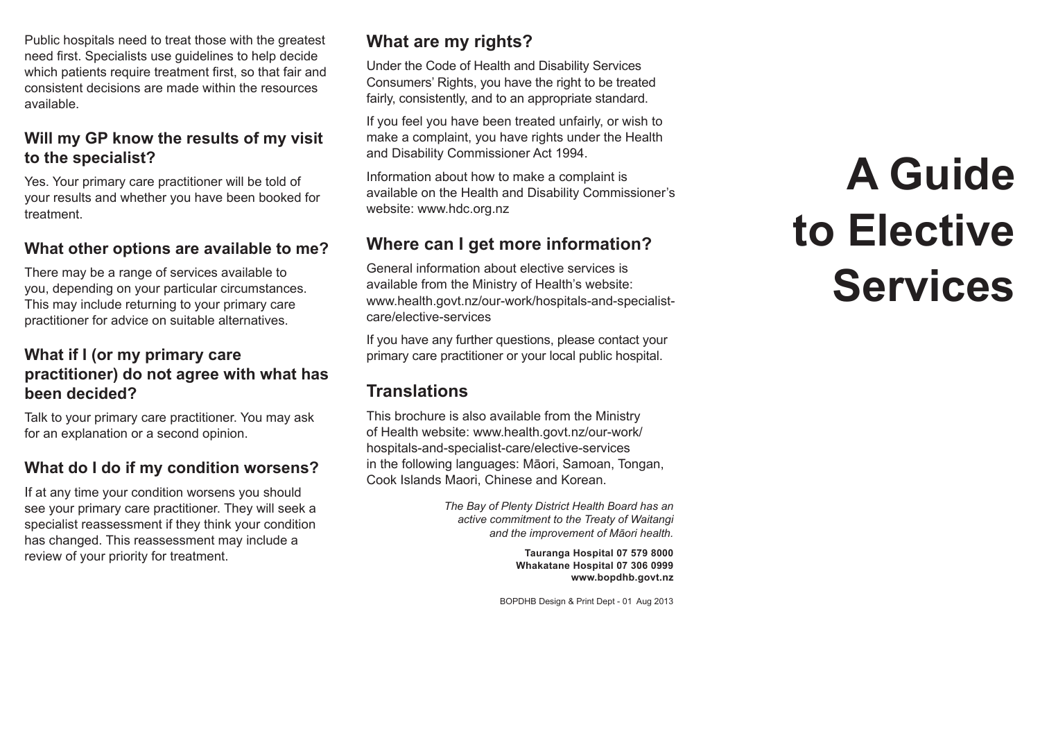Public hospitals need to treat those with the greatest need first. Specialists use guidelines to help decide which patients require treatment first, so that fair and consistent decisions are made within the resources available.

## Will my GP know the results of my visit to the specialist?

Yes. Your primary care practitioner will be told of your results and whether you have been booked for treatment.

## What other options are available to me?

There may be a range of services available to you, depending on your particular circumstances. This may include returning to your primary care practitioner for advice on suitable alternatives.

## What if I (or my primary care practitioner) do not agree with what has been decided?

Talk to your primary care practitioner. You may ask for an explanation or a second opinion.

## What do I do if my condition worsens?

If at any time your condition worsens you should see your primary care practitioner. They will seek a specialist reassessment if they think your condition has changed. This reassessment may include a review of your priority for treatment.

## What are my rights?

Under the Code of Health and Disability Services Consumers' Rights, you have the right to be treated fairly, consistently, and to an appropriate standard.

If you feel you have been treated unfairly, or wish to make a complaint, you have rights under the Health and Disability Commissioner Act 1994.

Information about how to make a complaint is available on the Health and Disability Commissioner's website: www.hdc.org.nz

## Where can I get more information?

General information about elective services is available from the Ministry of Health's website: www.health.govt.nz/our-work/hospitals-and-specialist-care/elective-services

If you have any further questions, please contact your primary care practitioner or your local public hospital.

## Translations

This brochure is also available from the Ministry of Health website: www.health.govt.nz/our-work/hospitals-and-specialist-care/elective-services in the following languages: Māori, Samoan, Tongan, Cook Islands Maori, Chinese and Korean.

*The Bay of Plenty District Health Board has an active commitment to the Treaty of Waitangi and the improvement of Māori health.*

**Tauranga Hospital 07 579 8000**
**Whakatane Hospital 07 306 0999**
**www.bopdhb.govt.nz**

BOPDHB Design & Print Dept - 01 Aug 2013

# A Guide to Elective Services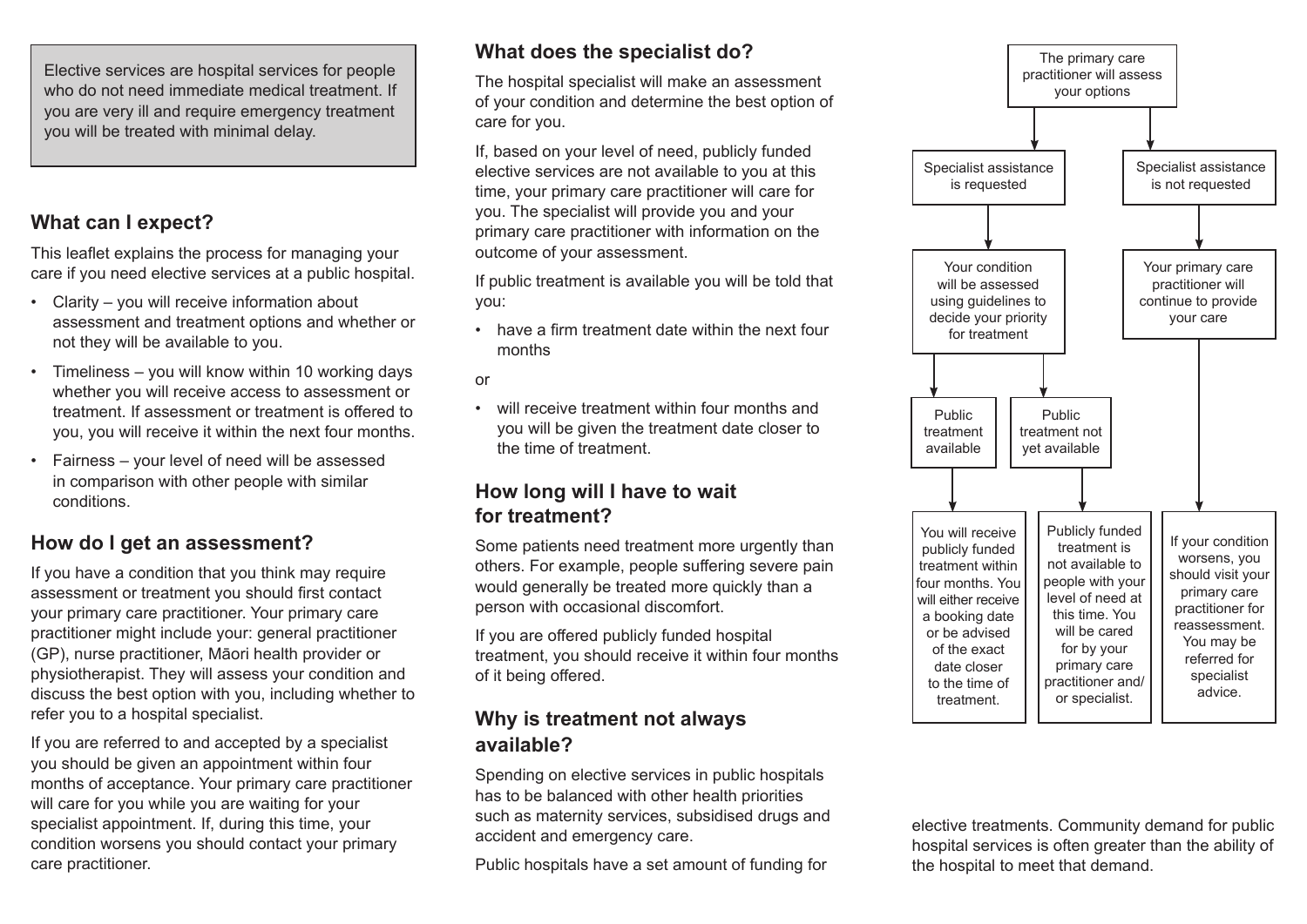Elective services are hospital services for people who do not need immediate medical treatment. If you are very ill and require emergency treatment you will be treated with minimal delay.

## What can I expect?

This leaflet explains the process for managing your care if you need elective services at a public hospital.

- Clarity – you will receive information about assessment and treatment options and whether or not they will be available to you.
- Timeliness – you will know within 10 working days whether you will receive access to assessment or treatment. If assessment or treatment is offered to you, you will receive it within the next four months.
- Fairness – your level of need will be assessed in comparison with other people with similar conditions.

## How do I get an assessment?

If you have a condition that you think may require assessment or treatment you should first contact your primary care practitioner. Your primary care practitioner might include your: general practitioner (GP), nurse practitioner, Māori health provider or physiotherapist. They will assess your condition and discuss the best option with you, including whether to refer you to a hospital specialist.

If you are referred to and accepted by a specialist you should be given an appointment within four months of acceptance. Your primary care practitioner will care for you while you are waiting for your specialist appointment. If, during this time, your condition worsens you should contact your primary care practitioner.

## What does the specialist do?

The hospital specialist will make an assessment of your condition and determine the best option of care for you.

If, based on your level of need, publicly funded elective services are not available to you at this time, your primary care practitioner will care for you. The specialist will provide you and your primary care practitioner with information on the outcome of your assessment.

If public treatment is available you will be told that you:

- have a firm treatment date within the next four months

or

- will receive treatment within four months and you will be given the treatment date closer to the time of treatment.

## How long will I have to wait for treatment?

Some patients need treatment more urgently than others. For example, people suffering severe pain would generally be treated more quickly than a person with occasional discomfort.

If you are offered publicly funded hospital treatment, you should receive it within four months of it being offered.

## Why is treatment not always available?

Spending on elective services in public hospitals has to be balanced with other health priorities such as maternity services, subsidised drugs and accident and emergency care.

Public hospitals have a set amount of funding for elective treatments. Community demand for public hospital services is often greater than the ability of the hospital to meet that demand.

The primary care practitioner will assess your options

Specialist assistance is requested

Your condition will be assessed using guidelines to decide your priority for treatment

Public treatment available

You will receive publicly funded treatment within four months. You will either receive a booking date or be advised of the exact date closer to the time of treatment.

Public treatment not yet available

Publicly funded treatment is not available to people with your level of need at this time. You will be cared for by your primary care practitioner and/ or specialist.

Specialist assistance is not requested

Your primary care practitioner will continue to provide your care

If your condition worsens, you should visit your primary care practitioner for reassessment. You may be referred for specialist advice.